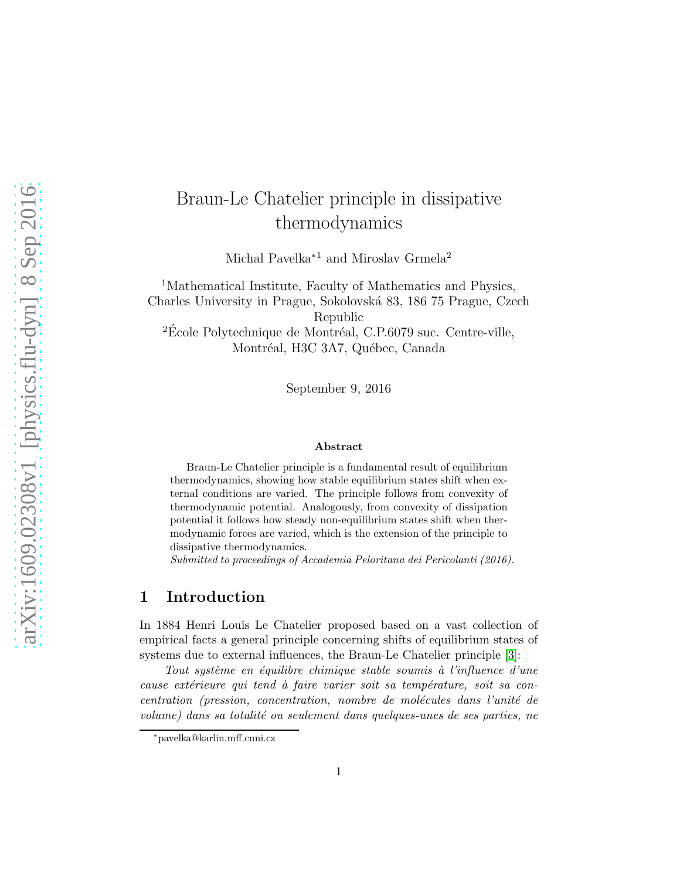# Braun-Le Chatelier principle in dissipative thermodynamics

Michal Pavelka*[1] and Miroslav Grmela[2]

[1]Mathematical Institute, Faculty of Mathematics and Physics, Charles University in Prague, Sokolovská 83, 186 75 Prague, Czech Republic

[2]École Polytechnique de Montréal, C.P.6079 suc. Centre-ville, Montréal, H3C 3A7, Québec, Canada

September 9, 2016

### Abstract

Braun-Le Chatelier principle is a fundamental result of equilibrium thermodynamics, showing how stable equilibrium states shift when external conditions are varied. The principle follows from convexity of thermodynamic potential. Analogously, from convexity of dissipation potential it follows how steady non-equilibrium states shift when thermodynamic forces are varied, which is the extension of the principle to dissipative thermodynamics.

*Submitted to proceedings of Accademia Peloritana dei Pericolanti (2016).*

## 1 Introduction

In 1884 Henri Louis Le Chatelier proposed based on a vast collection of empirical facts a general principle concerning shifts of equilibrium states of systems due to external influences, the Braun-Le Chatelier principle [3]:

*Tout système en équilibre chimique stable soumis à l'influence d'une cause extérieure qui tend à faire varier soit sa température, soit sa concentration (pression, concentration, nombre de molécules dans l'unité de volume) dans sa totalité ou seulement dans quelques-unes de ses parties, ne*

*pavelka@karlin.mff.cuni.cz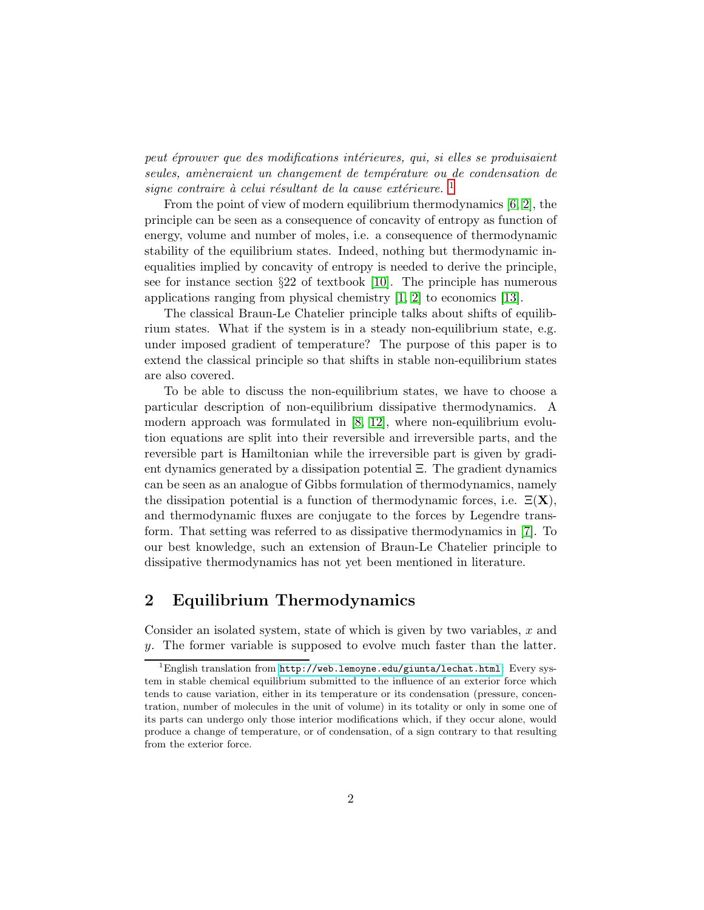*peut éprouver que des modifications intérieures, qui, si elles se produisaient seules, amèneraient un changement de température ou de condensation de signe contraire à celui résultant de la cause extérieure.* [1]

From the point of view of modern equilibrium thermodynamics [6, 2], the principle can be seen as a consequence of concavity of entropy as function of energy, volume and number of moles, i.e. a consequence of thermodynamic stability of the equilibrium states. Indeed, nothing but thermodynamic inequalities implied by concavity of entropy is needed to derive the principle, see for instance section §22 of textbook [10]. The principle has numerous applications ranging from physical chemistry [1, 2] to economics [13].

The classical Braun-Le Chatelier principle talks about shifts of equilibrium states. What if the system is in a steady non-equilibrium state, e.g. under imposed gradient of temperature? The purpose of this paper is to extend the classical principle so that shifts in stable non-equilibrium states are also covered.

To be able to discuss the non-equilibrium states, we have to choose a particular description of non-equilibrium dissipative thermodynamics. A modern approach was formulated in [8, 12], where non-equilibrium evolution equations are split into their reversible and irreversible parts, and the reversible part is Hamiltonian while the irreversible part is given by gradient dynamics generated by a dissipation potential $\Xi$. The gradient dynamics can be seen as an analogue of Gibbs formulation of thermodynamics, namely the dissipation potential is a function of thermodynamic forces, i.e. $\Xi(\mathbf{X})$, and thermodynamic fluxes are conjugate to the forces by Legendre transform. That setting was referred to as dissipative thermodynamics in [7]. To our best knowledge, such an extension of Braun-Le Chatelier principle to dissipative thermodynamics has not yet been mentioned in literature.

## 2 Equilibrium Thermodynamics

Consider an isolated system, state of which is given by two variables, $x$ and $y$. The former variable is supposed to evolve much faster than the latter.

[1] English translation from http://web.lemoyne.edu/giunta/lechat.html: Every system in stable chemical equilibrium submitted to the influence of an exterior force which tends to cause variation, either in its temperature or its condensation (pressure, concentration, number of molecules in the unit of volume) in its totality or only in some one of its parts can undergo only those interior modifications which, if they occur alone, would produce a change of temperature, or of condensation, of a sign contrary to that resulting from the exterior force.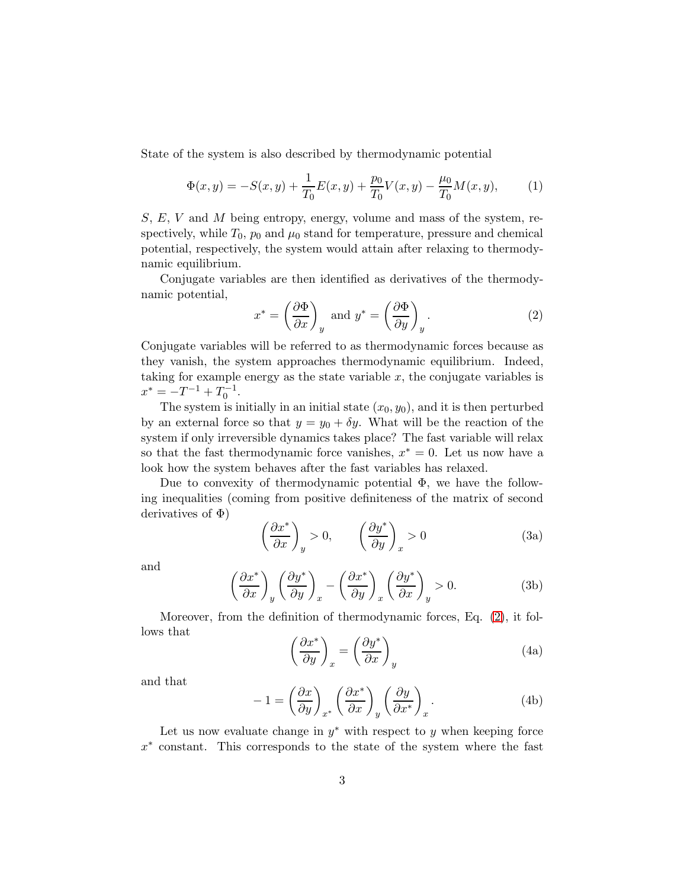State of the system is also described by thermodynamic potential

$$\Phi(x,y) = -S(x,y) + \frac{1}{T_0}E(x,y) + \frac{p_0}{T_0}V(x,y) - \frac{\mu_0}{T_0}M(x,y), \tag{1}$$

$S$, $E$, $V$ and $M$ being entropy, energy, volume and mass of the system, respectively, while $T_0$, $p_0$ and $\mu_0$ stand for temperature, pressure and chemical potential, respectively, the system would attain after relaxing to thermodynamic equilibrium.

Conjugate variables are then identified as derivatives of the thermodynamic potential,

$$x^* = \left(\frac{\partial \Phi}{\partial x}\right)_y \text{ and } y^* = \left(\frac{\partial \Phi}{\partial y}\right)_y. \tag{2}$$

Conjugate variables will be referred to as thermodynamic forces because as they vanish, the system approaches thermodynamic equilibrium. Indeed, taking for example energy as the state variable $x$, the conjugate variables is $x^* = -T^{-1} + T_0^{-1}$.

The system is initially in an initial state $(x_0, y_0)$, and it is then perturbed by an external force so that $y = y_0 + \delta y$. What will be the reaction of the system if only irreversible dynamics takes place? The fast variable will relax so that the fast thermodynamic force vanishes, $x^* = 0$. Let us now have a look how the system behaves after the fast variables has relaxed.

Due to convexity of thermodynamic potential $\Phi$, we have the following inequalities (coming from positive definiteness of the matrix of second derivatives of $\Phi$)

$$\left(\frac{\partial x^*}{\partial x}\right)_y > 0, \qquad \left(\frac{\partial y^*}{\partial y}\right)_x > 0 \tag{3a}$$

and

$$\left(\frac{\partial x^*}{\partial x}\right)_y \left(\frac{\partial y^*}{\partial y}\right)_x - \left(\frac{\partial x^*}{\partial y}\right)_x \left(\frac{\partial y^*}{\partial x}\right)_y > 0. \tag{3b}$$

Moreover, from the definition of thermodynamic forces, Eq. (2), it follows that

$$\left(\frac{\partial x^*}{\partial y}\right)_x = \left(\frac{\partial y^*}{\partial x}\right)_y \tag{4a}$$

and that

$$-1 = \left(\frac{\partial x}{\partial y}\right)_{x^*} \left(\frac{\partial x^*}{\partial x}\right)_y \left(\frac{\partial y}{\partial x^*}\right)_x. \tag{4b}$$

Let us now evaluate change in $y^*$ with respect to $y$ when keeping force $x^*$ constant. This corresponds to the state of the system where the fast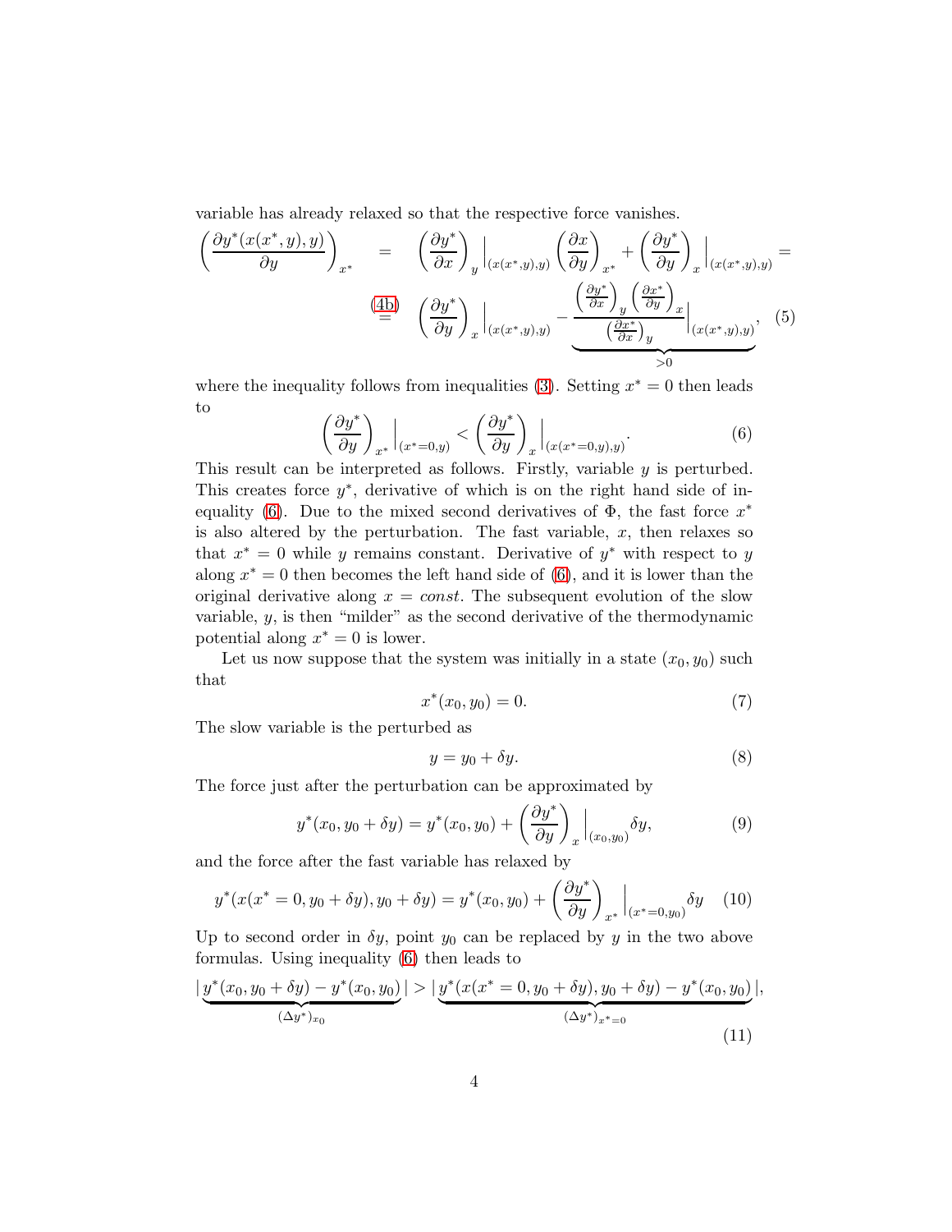variable has already relaxed so that the respective force vanishes.

$$\begin{aligned}
\left(\frac{\partial y^*(x(x^*,y),y)}{\partial y}\right)_{x^*} &= \left(\frac{\partial y^*}{\partial x}\right)_y\Big|_{(x(x^*,y),y)}\left(\frac{\partial x}{\partial y}\right)_{x^*} + \left(\frac{\partial y^*}{\partial y}\right)_x\Big|_{(x(x^*,y),y)} = \\
&\overset{(4b)}{=} \left(\frac{\partial y^*}{\partial y}\right)_x\Big|_{(x(x^*,y),y)} - \underbrace{\frac{\left(\frac{\partial y^*}{\partial x}\right)_y\left(\frac{\partial x^*}{\partial y}\right)_x}{\left(\frac{\partial x^*}{\partial x}\right)_y}\Big|_{(x(x^*,y),y)}}_{>0},
\end{aligned} \tag{5}$$

where the inequality follows from inequalities (3). Setting $x^* = 0$ then leads to

$$\left(\frac{\partial y^*}{\partial y}\right)_{x^*}\Big|_{(x^*=0,y)} < \left(\frac{\partial y^*}{\partial y}\right)_x\Big|_{(x(x^*=0,y),y)}. \tag{6}$$

This result can be interpreted as follows. Firstly, variable $y$ is perturbed. This creates force $y^*$, derivative of which is on the right hand side of inequality (6). Due to the mixed second derivatives of $\Phi$, the fast force $x^*$ is also altered by the perturbation. The fast variable, $x$, then relaxes so that $x^* = 0$ while $y$ remains constant. Derivative of $y^*$ with respect to $y$ along $x^* = 0$ then becomes the left hand side of (6), and it is lower than the original derivative along $x = const$. The subsequent evolution of the slow variable, $y$, is then "milder" as the second derivative of the thermodynamic potential along $x^* = 0$ is lower.

Let us now suppose that the system was initially in a state $(x_0, y_0)$ such that

$$x^*(x_0, y_0) = 0. \tag{7}$$

The slow variable is the perturbed as

$$y = y_0 + \delta y. \tag{8}$$

The force just after the perturbation can be approximated by

$$y^*(x_0, y_0 + \delta y) = y^*(x_0, y_0) + \left(\frac{\partial y^*}{\partial y}\right)_x\Big|_{(x_0,y_0)}\delta y, \tag{9}$$

and the force after the fast variable has relaxed by

$$y^*(x(x^* = 0, y_0 + \delta y), y_0 + \delta y) = y^*(x_0, y_0) + \left(\frac{\partial y^*}{\partial y}\right)_{x^*}\Big|_{(x^*=0,y_0)}\delta y \tag{10}$$

Up to second order in $\delta y$, point $y_0$ can be replaced by $y$ in the two above formulas. Using inequality (6) then leads to

$$|\underbrace{y^*(x_0, y_0 + \delta y) - y^*(x_0, y_0)}_{(\Delta y^*)_{x_0}}| > |\underbrace{y^*(x(x^* = 0, y_0 + \delta y), y_0 + \delta y) - y^*(x_0, y_0)}_{(\Delta y^*)_{x^*=0}}|, \tag{11}$$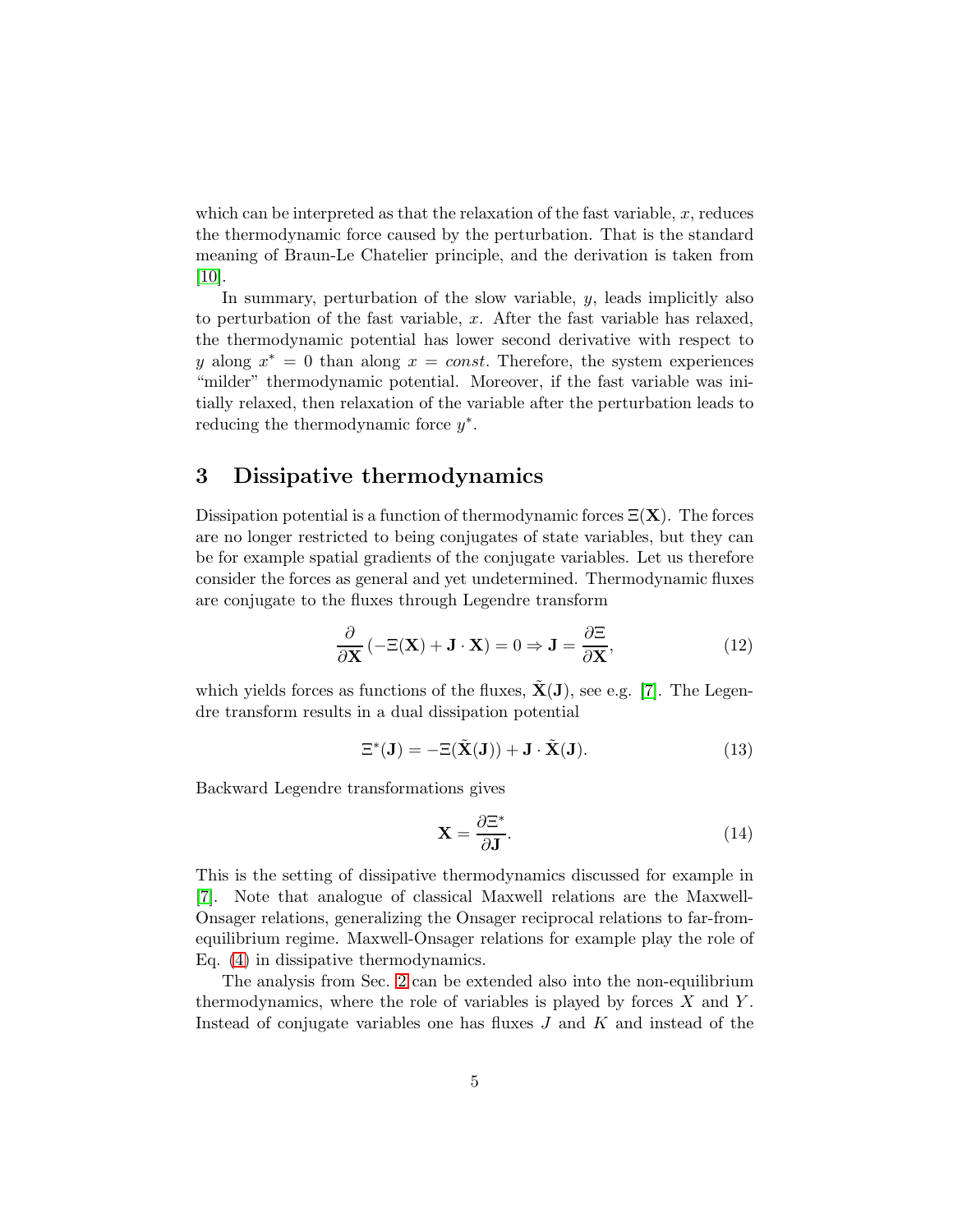which can be interpreted as that the relaxation of the fast variable, $x$, reduces the thermodynamic force caused by the perturbation. That is the standard meaning of Braun-Le Chatelier principle, and the derivation is taken from [10].

In summary, perturbation of the slow variable, $y$, leads implicitly also to perturbation of the fast variable, $x$. After the fast variable has relaxed, the thermodynamic potential has lower second derivative with respect to $y$ along $x^* = 0$ than along $x = const$. Therefore, the system experiences "milder" thermodynamic potential. Moreover, if the fast variable was initially relaxed, then relaxation of the variable after the perturbation leads to reducing the thermodynamic force $y^*$.

## 3 Dissipative thermodynamics

Dissipation potential is a function of thermodynamic forces $\Xi(\mathbf{X})$. The forces are no longer restricted to being conjugates of state variables, but they can be for example spatial gradients of the conjugate variables. Let us therefore consider the forces as general and yet undetermined. Thermodynamic fluxes are conjugate to the fluxes through Legendre transform

$$\frac{\partial}{\partial \mathbf{X}}\left(-\Xi(\mathbf{X}) + \mathbf{J}\cdot\mathbf{X}\right) = 0 \Rightarrow \mathbf{J} = \frac{\partial \Xi}{\partial \mathbf{X}}, \tag{12}$$

which yields forces as functions of the fluxes, $\tilde{\mathbf{X}}(\mathbf{J})$, see e.g. [7]. The Legendre transform results in a dual dissipation potential

$$\Xi^*(\mathbf{J}) = -\Xi(\tilde{\mathbf{X}}(\mathbf{J})) + \mathbf{J}\cdot\tilde{\mathbf{X}}(\mathbf{J}). \tag{13}$$

Backward Legendre transformations gives

$$\mathbf{X} = \frac{\partial \Xi^*}{\partial \mathbf{J}}. \tag{14}$$

This is the setting of dissipative thermodynamics discussed for example in [7]. Note that analogue of classical Maxwell relations are the Maxwell-Onsager relations, generalizing the Onsager reciprocal relations to far-from-equilibrium regime. Maxwell-Onsager relations for example play the role of Eq. (4) in dissipative thermodynamics.

The analysis from Sec. 2 can be extended also into the non-equilibrium thermodynamics, where the role of variables is played by forces $X$ and $Y$. Instead of conjugate variables one has fluxes $J$ and $K$ and instead of the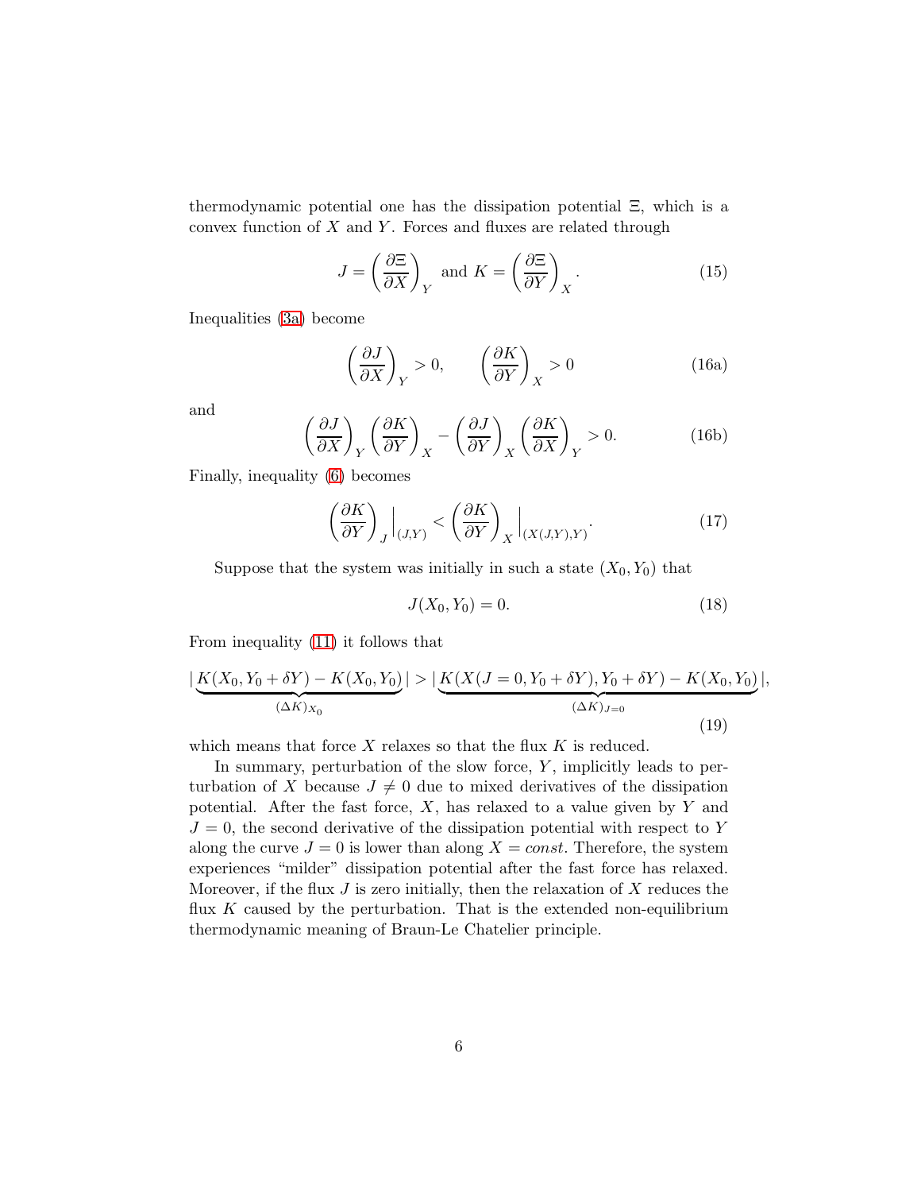thermodynamic potential one has the dissipation potential $\Xi$, which is a convex function of $X$ and $Y$. Forces and fluxes are related through

$$J = \left(\frac{\partial \Xi}{\partial X}\right)_Y \text{ and } K = \left(\frac{\partial \Xi}{\partial Y}\right)_X. \tag{15}$$

Inequalities (3a) become

$$\left(\frac{\partial J}{\partial X}\right)_Y > 0, \qquad \left(\frac{\partial K}{\partial Y}\right)_X > 0 \tag{16a}$$

and

$$\left(\frac{\partial J}{\partial X}\right)_Y \left(\frac{\partial K}{\partial Y}\right)_X - \left(\frac{\partial J}{\partial Y}\right)_X \left(\frac{\partial K}{\partial X}\right)_Y > 0. \tag{16b}$$

Finally, inequality (6) becomes

$$\left(\frac{\partial K}{\partial Y}\right)_J \Big|_{(J,Y)} < \left(\frac{\partial K}{\partial Y}\right)_X \Big|_{(X(J,Y),Y)}. \tag{17}$$

Suppose that the system was initially in such a state $(X_0, Y_0)$ that

$$J(X_0, Y_0) = 0. \tag{18}$$

From inequality (11) it follows that

$$|\underbrace{K(X_0, Y_0 + \delta Y) - K(X_0, Y_0)}_{(\Delta K)_{X_0}}| > |\underbrace{K(X(J = 0, Y_0 + \delta Y), Y_0 + \delta Y) - K(X_0, Y_0)}_{(\Delta K)_{J=0}}|, \tag{19}$$

which means that force $X$ relaxes so that the flux $K$ is reduced.

In summary, perturbation of the slow force, $Y$, implicitly leads to perturbation of $X$ because $J \neq 0$ due to mixed derivatives of the dissipation potential. After the fast force, $X$, has relaxed to a value given by $Y$ and $J = 0$, the second derivative of the dissipation potential with respect to $Y$ along the curve $J = 0$ is lower than along $X = \mathit{const}$. Therefore, the system experiences "milder" dissipation potential after the fast force has relaxed. Moreover, if the flux $J$ is zero initially, then the relaxation of $X$ reduces the flux $K$ caused by the perturbation. That is the extended non-equilibrium thermodynamic meaning of Braun-Le Chatelier principle.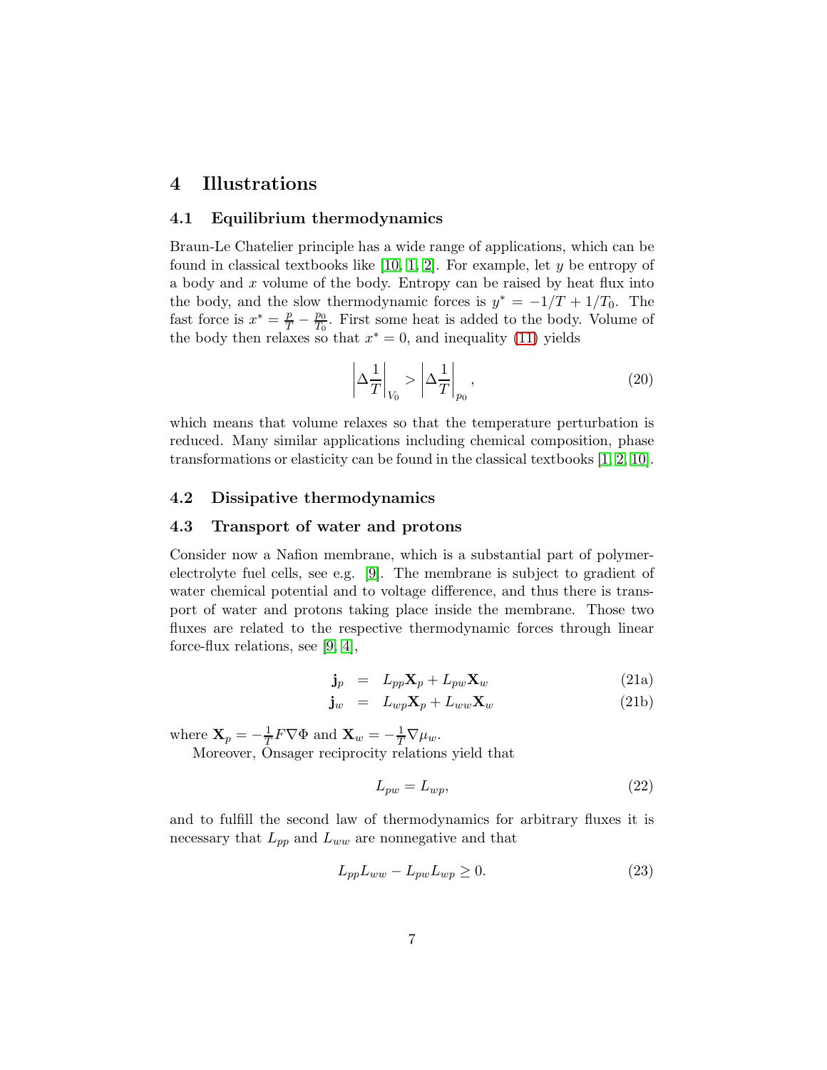## 4 Illustrations

### 4.1 Equilibrium thermodynamics

Braun-Le Chatelier principle has a wide range of applications, which can be found in classical textbooks like [10, 1, 2]. For example, let $y$ be entropy of a body and $x$ volume of the body. Entropy can be raised by heat flux into the body, and the slow thermodynamic forces is $y^* = -1/T + 1/T_0$. The fast force is $x^* = \frac{p}{T} - \frac{p_0}{T_0}$. First some heat is added to the body. Volume of the body then relaxes so that $x^* = 0$, and inequality (11) yields

$$\left|\Delta \frac{1}{T}\right|_{V_0} > \left|\Delta \frac{1}{T}\right|_{p_0}, \tag{20}$$

which means that volume relaxes so that the temperature perturbation is reduced. Many similar applications including chemical composition, phase transformations or elasticity can be found in the classical textbooks [1, 2, 10].

### 4.2 Dissipative thermodynamics

### 4.3 Transport of water and protons

Consider now a Nafion membrane, which is a substantial part of polymer-electrolyte fuel cells, see e.g. [9]. The membrane is subject to gradient of water chemical potential and to voltage difference, and thus there is transport of water and protons taking place inside the membrane. Those two fluxes are related to the respective thermodynamic forces through linear force-flux relations, see [9, 4],

$$\mathbf{j}_p = L_{pp}\mathbf{X}_p + L_{pw}\mathbf{X}_w \tag{21a}$$

$$\mathbf{j}_w = L_{wp}\mathbf{X}_p + L_{ww}\mathbf{X}_w \tag{21b}$$

where $\mathbf{X}_p = -\frac{1}{T}F\nabla\Phi$ and $\mathbf{X}_w = -\frac{1}{T}\nabla\mu_w$.

Moreover, Onsager reciprocity relations yield that

$$L_{pw} = L_{wp}, \tag{22}$$

and to fulfill the second law of thermodynamics for arbitrary fluxes it is necessary that $L_{pp}$ and $L_{ww}$ are nonnegative and that

$$L_{pp}L_{ww} - L_{pw}L_{wp} \geq 0. \tag{23}$$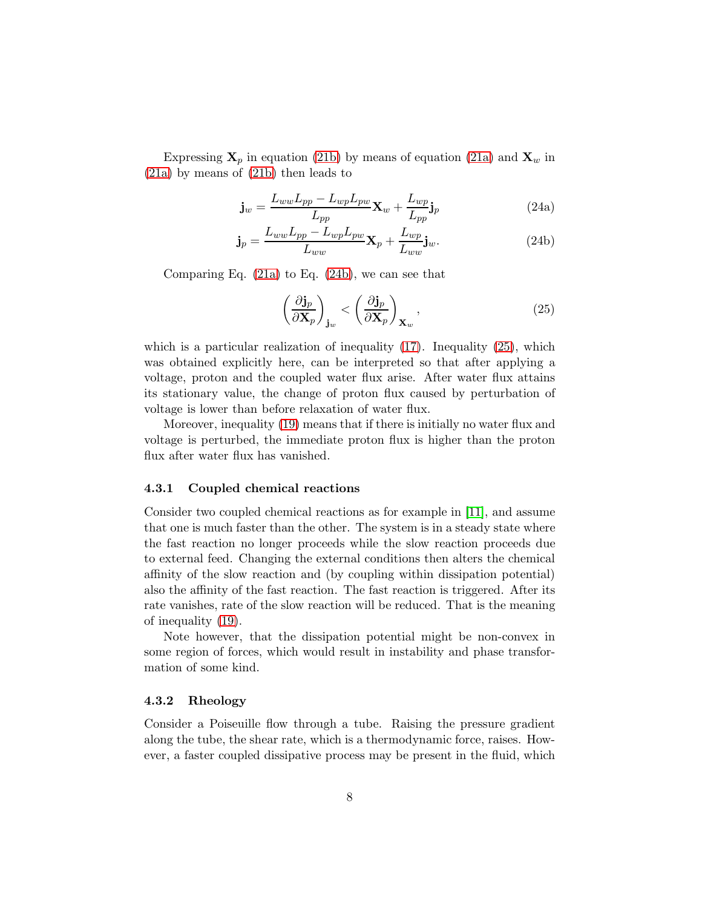Expressing $\mathbf{X}_p$ in equation (21b) by means of equation (21a) and $\mathbf{X}_w$ in (21a) by means of (21b) then leads to

$$\mathbf{j}_w = \frac{L_{ww}L_{pp} - L_{wp}L_{pw}}{L_{pp}}\mathbf{X}_w + \frac{L_{wp}}{L_{pp}}\mathbf{j}_p \tag{24a}$$

$$\mathbf{j}_p = \frac{L_{ww}L_{pp} - L_{wp}L_{pw}}{L_{ww}}\mathbf{X}_p + \frac{L_{wp}}{L_{ww}}\mathbf{j}_w. \tag{24b}$$

Comparing Eq. (21a) to Eq. (24b), we can see that

$$\left(\frac{\partial \mathbf{j}_p}{\partial \mathbf{X}_p}\right)_{\mathbf{j}_w} < \left(\frac{\partial \mathbf{j}_p}{\partial \mathbf{X}_p}\right)_{\mathbf{X}_w}, \tag{25}$$

which is a particular realization of inequality (17). Inequality (25), which was obtained explicitly here, can be interpreted so that after applying a voltage, proton and the coupled water flux arise. After water flux attains its stationary value, the change of proton flux caused by perturbation of voltage is lower than before relaxation of water flux.

Moreover, inequality (19) means that if there is initially no water flux and voltage is perturbed, the immediate proton flux is higher than the proton flux after water flux has vanished.

### 4.3.1 Coupled chemical reactions

Consider two coupled chemical reactions as for example in [11], and assume that one is much faster than the other. The system is in a steady state where the fast reaction no longer proceeds while the slow reaction proceeds due to external feed. Changing the external conditions then alters the chemical affinity of the slow reaction and (by coupling within dissipation potential) also the affinity of the fast reaction. The fast reaction is triggered. After its rate vanishes, rate of the slow reaction will be reduced. That is the meaning of inequality (19).

Note however, that the dissipation potential might be non-convex in some region of forces, which would result in instability and phase transformation of some kind.

### 4.3.2 Rheology

Consider a Poiseuille flow through a tube. Raising the pressure gradient along the tube, the shear rate, which is a thermodynamic force, raises. However, a faster coupled dissipative process may be present in the fluid, which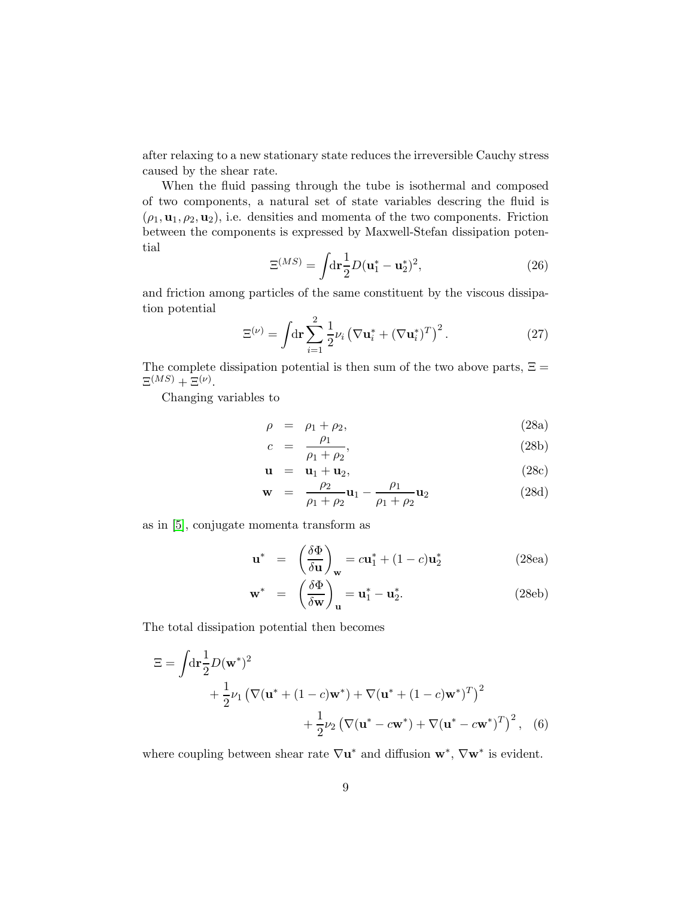after relaxing to a new stationary state reduces the irreversible Cauchy stress caused by the shear rate.

When the fluid passing through the tube is isothermal and composed of two components, a natural set of state variables descring the fluid is $(\rho_1, \mathbf{u}_1, \rho_2, \mathbf{u}_2)$, i.e. densities and momenta of the two components. Friction between the components is expressed by Maxwell-Stefan dissipation potential

$$\Xi^{(MS)} = \int d\mathbf{r} \frac{1}{2} D(\mathbf{u}_1^* - \mathbf{u}_2^*)^2, \tag{26}$$

and friction among particles of the same constituent by the viscous dissipation potential

$$\Xi^{(\nu)} = \int d\mathbf{r} \sum_{i=1}^{2} \frac{1}{2} \nu_i \left( \nabla \mathbf{u}_i^* + (\nabla \mathbf{u}_i^*)^T \right)^2. \tag{27}$$

The complete dissipation potential is then sum of the two above parts, $\Xi = \Xi^{(MS)} + \Xi^{(\nu)}$.

Changing variables to

$$\rho = \rho_1 + \rho_2, \tag{28a}$$

$$c = \frac{\rho_1}{\rho_1 + \rho_2}, \tag{28b}$$

$$\mathbf{u} = \mathbf{u}_1 + \mathbf{u}_2, \tag{28c}$$

$$\mathbf{w} = \frac{\rho_2}{\rho_1 + \rho_2} \mathbf{u}_1 - \frac{\rho_1}{\rho_1 + \rho_2} \mathbf{u}_2 \tag{28d}$$

as in [5], conjugate momenta transform as

$$\mathbf{u}^* = \left( \frac{\delta \Phi}{\delta \mathbf{u}} \right)_{\mathbf{w}} = c\mathbf{u}_1^* + (1-c)\mathbf{u}_2^* \tag{28ea}$$

$$\mathbf{w}^* = \left( \frac{\delta \Phi}{\delta \mathbf{w}} \right)_{\mathbf{u}} = \mathbf{u}_1^* - \mathbf{u}_2^*. \tag{28eb}$$

The total dissipation potential then becomes

$$\begin{aligned} \Xi = \int d\mathbf{r} \frac{1}{2} D(\mathbf{w}^*)^2 & \\ + \frac{1}{2} \nu_1 & \left( \nabla(\mathbf{u}^* + (1-c)\mathbf{w}^*) + \nabla(\mathbf{u}^* + (1-c)\mathbf{w}^*)^T \right)^2 \\ & + \frac{1}{2} \nu_2 \left( \nabla(\mathbf{u}^* - c\mathbf{w}^*) + \nabla(\mathbf{u}^* - c\mathbf{w}^*)^T \right)^2, \end{aligned} \tag{6}$$

where coupling between shear rate $\nabla \mathbf{u}^*$ and diffusion $\mathbf{w}^*$, $\nabla \mathbf{w}^*$ is evident.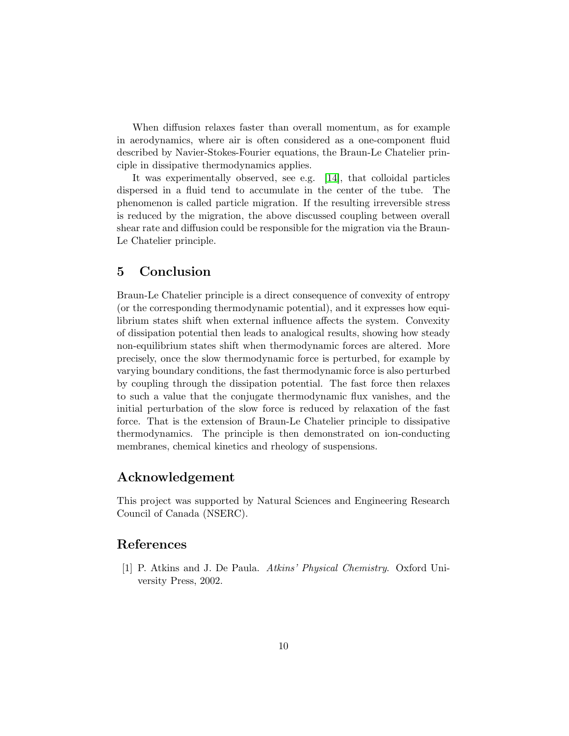When diffusion relaxes faster than overall momentum, as for example in aerodynamics, where air is often considered as a one-component fluid described by Navier-Stokes-Fourier equations, the Braun-Le Chatelier principle in dissipative thermodynamics applies.

It was experimentally observed, see e.g. [14], that colloidal particles dispersed in a fluid tend to accumulate in the center of the tube. The phenomenon is called particle migration. If the resulting irreversible stress is reduced by the migration, the above discussed coupling between overall shear rate and diffusion could be responsible for the migration via the Braun-Le Chatelier principle.

## 5 Conclusion

Braun-Le Chatelier principle is a direct consequence of convexity of entropy (or the corresponding thermodynamic potential), and it expresses how equilibrium states shift when external influence affects the system. Convexity of dissipation potential then leads to analogical results, showing how steady non-equilibrium states shift when thermodynamic forces are altered. More precisely, once the slow thermodynamic force is perturbed, for example by varying boundary conditions, the fast thermodynamic force is also perturbed by coupling through the dissipation potential. The fast force then relaxes to such a value that the conjugate thermodynamic flux vanishes, and the initial perturbation of the slow force is reduced by relaxation of the fast force. That is the extension of Braun-Le Chatelier principle to dissipative thermodynamics. The principle is then demonstrated on ion-conducting membranes, chemical kinetics and rheology of suspensions.

## Acknowledgement

This project was supported by Natural Sciences and Engineering Research Council of Canada (NSERC).

## References

[1] P. Atkins and J. De Paula. *Atkins' Physical Chemistry*. Oxford University Press, 2002.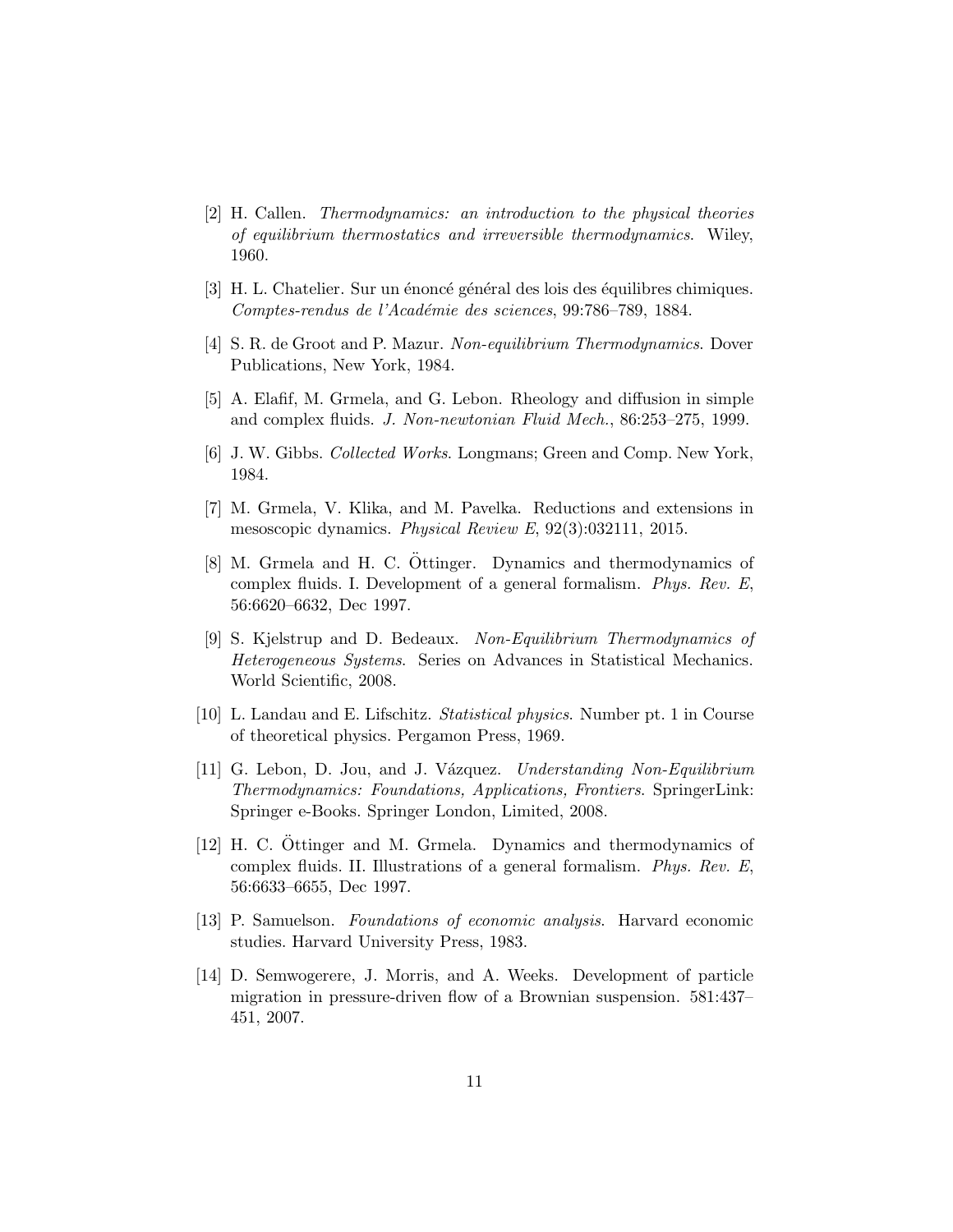[2] H. Callen. *Thermodynamics: an introduction to the physical theories of equilibrium thermostatics and irreversible thermodynamics*. Wiley, 1960.

[3] H. L. Chatelier. Sur un énoncé général des lois des équilibres chimiques. *Comptes-rendus de l'Académie des sciences*, 99:786–789, 1884.

[4] S. R. de Groot and P. Mazur. *Non-equilibrium Thermodynamics*. Dover Publications, New York, 1984.

[5] A. Elafif, M. Grmela, and G. Lebon. Rheology and diffusion in simple and complex fluids. *J. Non-newtonian Fluid Mech.*, 86:253–275, 1999.

[6] J. W. Gibbs. *Collected Works*. Longmans; Green and Comp. New York, 1984.

[7] M. Grmela, V. Klika, and M. Pavelka. Reductions and extensions in mesoscopic dynamics. *Physical Review E*, 92(3):032111, 2015.

[8] M. Grmela and H. C. Öttinger. Dynamics and thermodynamics of complex fluids. I. Development of a general formalism. *Phys. Rev. E*, 56:6620–6632, Dec 1997.

[9] S. Kjelstrup and D. Bedeaux. *Non-Equilibrium Thermodynamics of Heterogeneous Systems*. Series on Advances in Statistical Mechanics. World Scientific, 2008.

[10] L. Landau and E. Lifschitz. *Statistical physics*. Number pt. 1 in Course of theoretical physics. Pergamon Press, 1969.

[11] G. Lebon, D. Jou, and J. Vázquez. *Understanding Non-Equilibrium Thermodynamics: Foundations, Applications, Frontiers*. SpringerLink: Springer e-Books. Springer London, Limited, 2008.

[12] H. C. Öttinger and M. Grmela. Dynamics and thermodynamics of complex fluids. II. Illustrations of a general formalism. *Phys. Rev. E*, 56:6633–6655, Dec 1997.

[13] P. Samuelson. *Foundations of economic analysis*. Harvard economic studies. Harvard University Press, 1983.

[14] D. Semwogerere, J. Morris, and A. Weeks. Development of particle migration in pressure-driven flow of a Brownian suspension. 581:437–451, 2007.